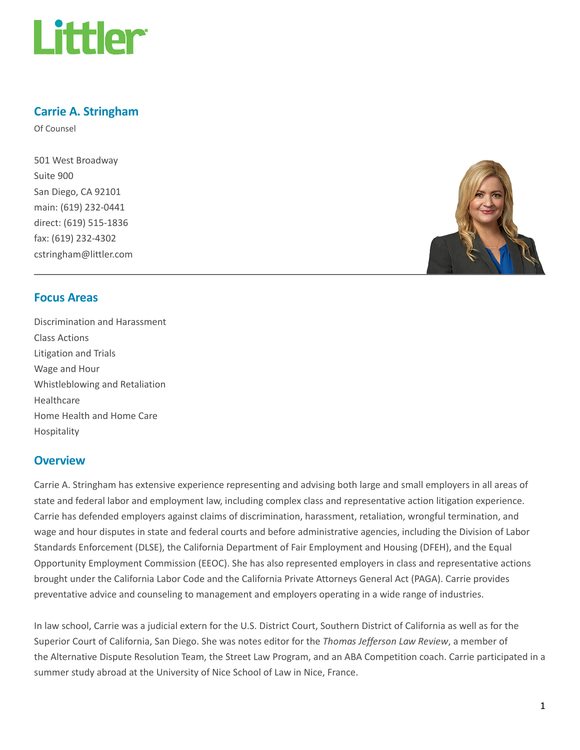# Carrie A. Stringham

Of Counsel

501 West Broadway
Suite 900
San Diego, CA 92101
main: (619) 232-0441
direct: (619) 515-1836
fax: (619) 232-4302
cstringham@littler.com

## Focus Areas

Discrimination and Harassment
Class Actions
Litigation and Trials
Wage and Hour
Whistleblowing and Retaliation
Healthcare
Home Health and Home Care
Hospitality

## Overview

Carrie A. Stringham has extensive experience representing and advising both large and small employers in all areas of state and federal labor and employment law, including complex class and representative action litigation experience. Carrie has defended employers against claims of discrimination, harassment, retaliation, wrongful termination, and wage and hour disputes in state and federal courts and before administrative agencies, including the Division of Labor Standards Enforcement (DLSE), the California Department of Fair Employment and Housing (DFEH), and the Equal Opportunity Employment Commission (EEOC). She has also represented employers in class and representative actions brought under the California Labor Code and the California Private Attorneys General Act (PAGA). Carrie provides preventative advice and counseling to management and employers operating in a wide range of industries.

In law school, Carrie was a judicial extern for the U.S. District Court, Southern District of California as well as for the Superior Court of California, San Diego. She was notes editor for the *Thomas Jefferson Law Review*, a member of the Alternative Dispute Resolution Team, the Street Law Program, and an ABA Competition coach. Carrie participated in a summer study abroad at the University of Nice School of Law in Nice, France.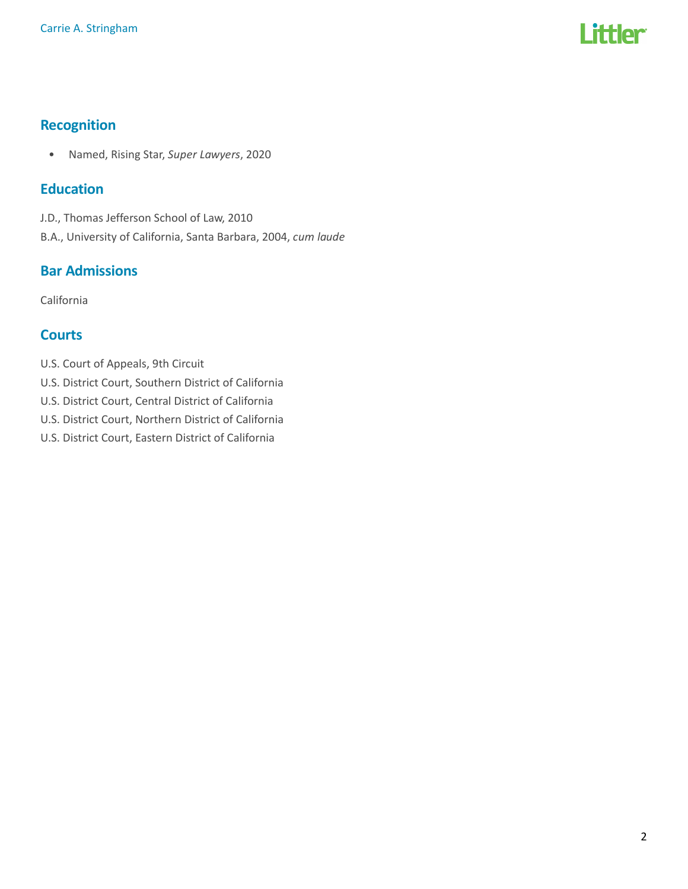## Recognition

- Named, Rising Star, *Super Lawyers*, 2020

## Education

J.D., Thomas Jefferson School of Law, 2010

B.A., University of California, Santa Barbara, 2004, *cum laude*

## Bar Admissions

California

## Courts

U.S. Court of Appeals, 9th Circuit

U.S. District Court, Southern District of California

U.S. District Court, Central District of California

U.S. District Court, Northern District of California

U.S. District Court, Eastern District of California